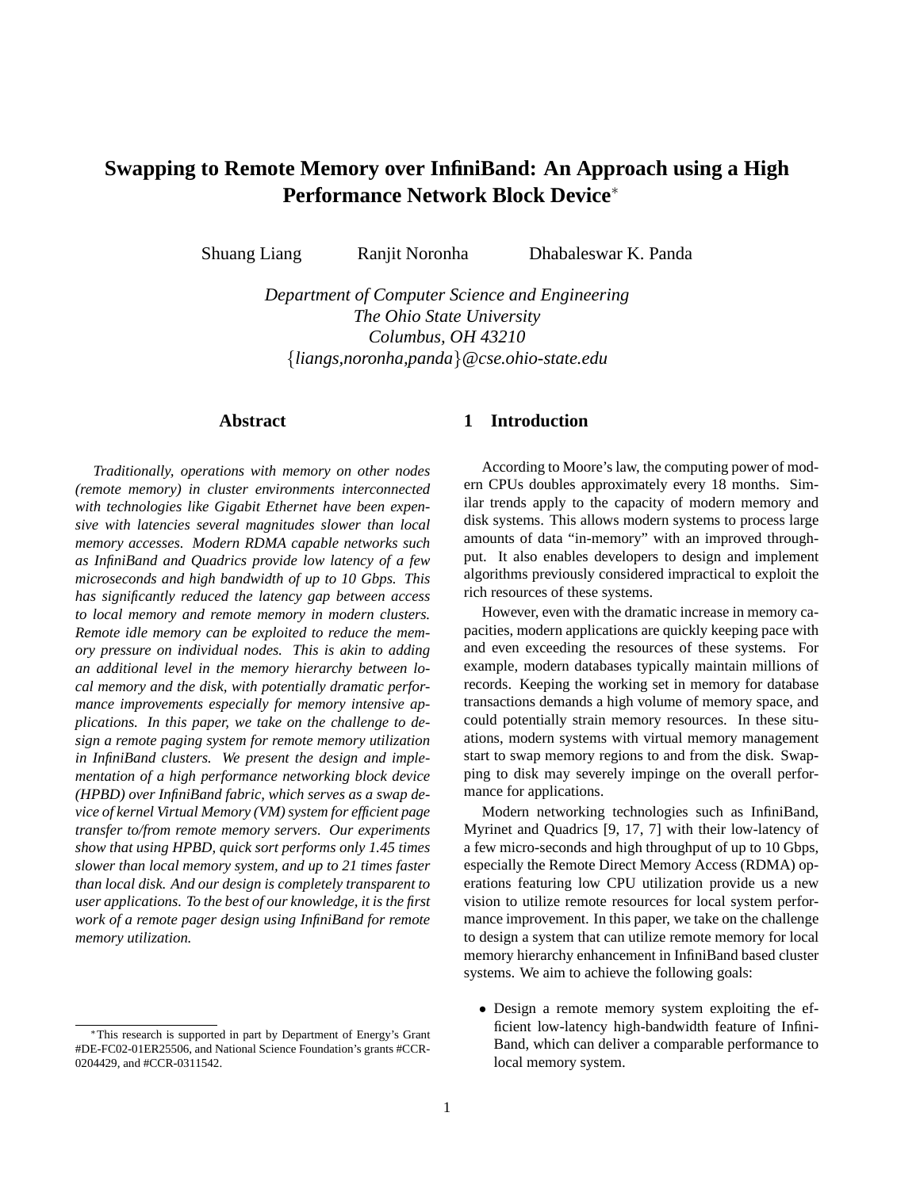# Swapping to Remote Memory over InfiniBand: An Approach using a High Performance Network Block Device*

Shuang Liang Ranjit Noronha Dhabaleswar K. Panda

*Department of Computer Science and Engineering*
*The Ohio State University*
*Columbus, OH 43210*
{*liangs,noronha,panda*}*@cse.ohio-state.edu*

## Abstract

*Traditionally, operations with memory on other nodes (remote memory) in cluster environments interconnected with technologies like Gigabit Ethernet have been expensive with latencies several magnitudes slower than local memory accesses. Modern RDMA capable networks such as InfiniBand and Quadrics provide low latency of a few microseconds and high bandwidth of up to 10 Gbps. This has significantly reduced the latency gap between access to local memory and remote memory in modern clusters. Remote idle memory can be exploited to reduce the memory pressure on individual nodes. This is akin to adding an additional level in the memory hierarchy between local memory and the disk, with potentially dramatic performance improvements especially for memory intensive applications. In this paper, we take on the challenge to design a remote paging system for remote memory utilization in InfiniBand clusters. We present the design and implementation of a high performance networking block device (HPBD) over InfiniBand fabric, which serves as a swap device of kernel Virtual Memory (VM) system for efficient page transfer to/from remote memory servers. Our experiments show that using HPBD, quick sort performs only 1.45 times slower than local memory system, and up to 21 times faster than local disk. And our design is completely transparent to user applications. To the best of our knowledge, it is the first work of a remote pager design using InfiniBand for remote memory utilization.*

## 1 Introduction

According to Moore's law, the computing power of modern CPUs doubles approximately every 18 months. Similar trends apply to the capacity of modern memory and disk systems. This allows modern systems to process large amounts of data "in-memory" with an improved throughput. It also enables developers to design and implement algorithms previously considered impractical to exploit the rich resources of these systems.

However, even with the dramatic increase in memory capacities, modern applications are quickly keeping pace with and even exceeding the resources of these systems. For example, modern databases typically maintain millions of records. Keeping the working set in memory for database transactions demands a high volume of memory space, and could potentially strain memory resources. In these situations, modern systems with virtual memory management start to swap memory regions to and from the disk. Swapping to disk may severely impinge on the overall performance for applications.

Modern networking technologies such as InfiniBand, Myrinet and Quadrics [9, 17, 7] with their low-latency of a few micro-seconds and high throughput of up to 10 Gbps, especially the Remote Direct Memory Access (RDMA) operations featuring low CPU utilization provide us a new vision to utilize remote resources for local system performance improvement. In this paper, we take on the challenge to design a system that can utilize remote memory for local memory hierarchy enhancement in InfiniBand based cluster systems. We aim to achieve the following goals:

- Design a remote memory system exploiting the efficient low-latency high-bandwidth feature of InfiniBand, which can deliver a comparable performance to local memory system.

*This research is supported in part by Department of Energy's Grant #DE-FC02-01ER25506, and National Science Foundation's grants #CCR-0204429, and #CCR-0311542.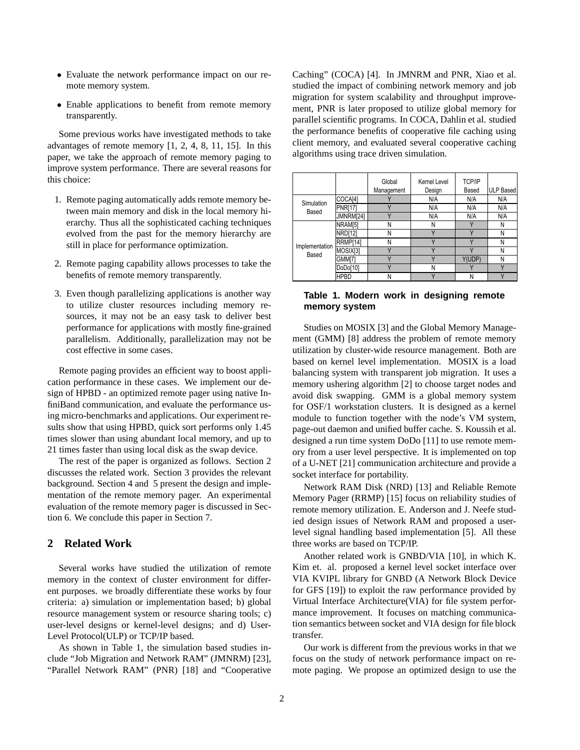- Evaluate the network performance impact on our remote memory system.
- Enable applications to benefit from remote memory transparently.

Some previous works have investigated methods to take advantages of remote memory [1, 2, 4, 8, 11, 15]. In this paper, we take the approach of remote memory paging to improve system performance. There are several reasons for this choice:

1. Remote paging automatically adds remote memory between main memory and disk in the local memory hierarchy. Thus all the sophisticated caching techniques evolved from the past for the memory hierarchy are still in place for performance optimization.
2. Remote paging capability allows processes to take the benefits of remote memory transparently.
3. Even though parallelizing applications is another way to utilize cluster resources including memory resources, it may not be an easy task to deliver best performance for applications with mostly fine-grained parallelism. Additionally, parallelization may not be cost effective in some cases.

Remote paging provides an efficient way to boost application performance in these cases. We implement our design of HPBD - an optimized remote pager using native InfiniBand communication, and evaluate the performance using micro-benchmarks and applications. Our experiment results show that using HPBD, quick sort performs only 1.45 times slower than using abundant local memory, and up to 21 times faster than using local disk as the swap device.

The rest of the paper is organized as follows. Section 2 discusses the related work. Section 3 provides the relevant background. Section 4 and 5 present the design and implementation of the remote memory pager. An experimental evaluation of the remote memory pager is discussed in Section 6. We conclude this paper in Section 7.

## 2 Related Work

Several works have studied the utilization of remote memory in the context of cluster environment for different purposes. we broadly differentiate these works by four criteria: a) simulation or implementation based; b) global resource management system or resource sharing tools; c) user-level designs or kernel-level designs; and d) User-Level Protocol(ULP) or TCP/IP based.

As shown in Table 1, the simulation based studies include "Job Migration and Network RAM" (JMNRM) [23], "Parallel Network RAM" (PNR) [18] and "Cooperative Caching" (COCA) [4]. In JMNRM and PNR, Xiao et al. studied the impact of combining network memory and job migration for system scalability and throughput improvement, PNR is later proposed to utilize global memory for parallel scientific programs. In COCA, Dahlin et al. studied the performance benefits of cooperative file caching using client memory, and evaluated several cooperative caching algorithms using trace driven simulation.

| | | Global Management | Kernel Level Design | TCP/IP Based | ULP Based |
|---|---|---|---|---|---|
| Simulation Based | COCA[4] | Y | N/A | N/A | N/A |
| | PNR[17] | Y | N/A | N/A | N/A |
| | JMNRM[24] | Y | N/A | N/A | N/A |
| Implementation Based | NRAM[5] | N | N | Y | N |
| | NRD[12] | N | Y | Y | N |
| | RRMP[14] | N | Y | Y | N |
| | MOSIX[3] | Y | Y | Y | N |
| | GMM[7] | Y | Y | Y(UDP) | N |
| | DoDo[10] | Y | N | Y | Y |
| | HPBD | N | Y | N | Y |

**Table 1. Modern work in designing remote memory system**

Studies on MOSIX [3] and the Global Memory Management (GMM) [8] address the problem of remote memory utilization by cluster-wide resource management. Both are based on kernel level implementation. MOSIX is a load balancing system with transparent job migration. It uses a memory ushering algorithm [2] to choose target nodes and avoid disk swapping. GMM is a global memory system for OSF/1 workstation clusters. It is designed as a kernel module to function together with the node's VM system, page-out daemon and unified buffer cache. S. Koussih et al. designed a run time system DoDo [11] to use remote memory from a user level perspective. It is implemented on top of a U-NET [21] communication architecture and provide a socket interface for portability.

Network RAM Disk (NRD) [13] and Reliable Remote Memory Pager (RRMP) [15] focus on reliability studies of remote memory utilization. E. Anderson and J. Neefe studied design issues of Network RAM and proposed a user-level signal handling based implementation [5]. All these three works are based on TCP/IP.

Another related work is GNBD/VIA [10], in which K. Kim et. al. proposed a kernel level socket interface over VIA KVIPL library for GNBD (A Network Block Device for GFS [19]) to exploit the raw performance provided by Virtual Interface Architecture(VIA) for file system performance improvement. It focuses on matching communication semantics between socket and VIA design for file block transfer.

Our work is different from the previous works in that we focus on the study of network performance impact on remote paging. We propose an optimized design to use the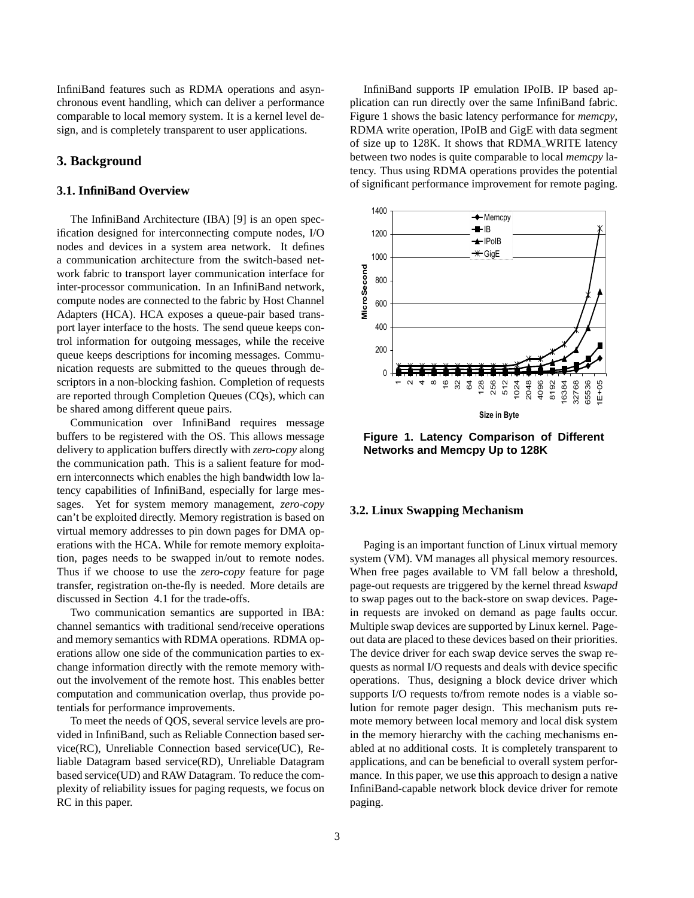InfiniBand features such as RDMA operations and asynchronous event handling, which can deliver a performance comparable to local memory system. It is a kernel level design, and is completely transparent to user applications.

## 3. Background

### 3.1. InfiniBand Overview

The InfiniBand Architecture (IBA) [9] is an open specification designed for interconnecting compute nodes, I/O nodes and devices in a system area network. It defines a communication architecture from the switch-based network fabric to transport layer communication interface for inter-processor communication. In an InfiniBand network, compute nodes are connected to the fabric by Host Channel Adapters (HCA). HCA exposes a queue-pair based transport layer interface to the hosts. The send queue keeps control information for outgoing messages, while the receive queue keeps descriptions for incoming messages. Communication requests are submitted to the queues through descriptors in a non-blocking fashion. Completion of requests are reported through Completion Queues (CQs), which can be shared among different queue pairs.

Communication over InfiniBand requires message buffers to be registered with the OS. This allows message delivery to application buffers directly with *zero-copy* along the communication path. This is a salient feature for modern interconnects which enables the high bandwidth low latency capabilities of InfiniBand, especially for large messages. Yet for system memory management, *zero-copy* can't be exploited directly. Memory registration is based on virtual memory addresses to pin down pages for DMA operations with the HCA. While for remote memory exploitation, pages needs to be swapped in/out to remote nodes. Thus if we choose to use the *zero-copy* feature for page transfer, registration on-the-fly is needed. More details are discussed in Section 4.1 for the trade-offs.

Two communication semantics are supported in IBA: channel semantics with traditional send/receive operations and memory semantics with RDMA operations. RDMA operations allow one side of the communication parties to exchange information directly with the remote memory without the involvement of the remote host. This enables better computation and communication overlap, thus provide potentials for performance improvements.

To meet the needs of QOS, several service levels are provided in InfiniBand, such as Reliable Connection based service(RC), Unreliable Connection based service(UC), Reliable Datagram based service(RD), Unreliable Datagram based service(UD) and RAW Datagram. To reduce the complexity of reliability issues for paging requests, we focus on RC in this paper.

InfiniBand supports IP emulation IPoIB. IP based application can run directly over the same InfiniBand fabric. Figure 1 shows the basic latency performance for *memcpy*, RDMA write operation, IPoIB and GigE with data segment of size up to 128K. It shows that RDMA_WRITE latency between two nodes is quite comparable to local *memcpy* latency. Thus using RDMA operations provides the potential of significant performance improvement for remote paging.

MicroSecond
0
200
400
600
800
1000
1200
1400
Memcpy
IB
IPoIB
GigE
1
2
4
8
16
32
64
128
256
512
1024
2048
4096
8192
16384
32768
65536
1E+05
Size in Byte

**Figure 1. Latency Comparison of Different Networks and Memcpy Up to 128K**

### 3.2. Linux Swapping Mechanism

Paging is an important function of Linux virtual memory system (VM). VM manages all physical memory resources. When free pages available to VM fall below a threshold, page-out requests are triggered by the kernel thread *kswapd* to swap pages out to the back-store on swap devices. Page-in requests are invoked on demand as page faults occur. Multiple swap devices are supported by Linux kernel. Page-out data are placed to these devices based on their priorities. The device driver for each swap device serves the swap requests as normal I/O requests and deals with device specific operations. Thus, designing a block device driver which supports I/O requests to/from remote nodes is a viable solution for remote pager design. This mechanism puts remote memory between local memory and local disk system in the memory hierarchy with the caching mechanisms enabled at no additional costs. It is completely transparent to applications, and can be beneficial to overall system performance. In this paper, we use this approach to design a native InfiniBand-capable network block device driver for remote paging.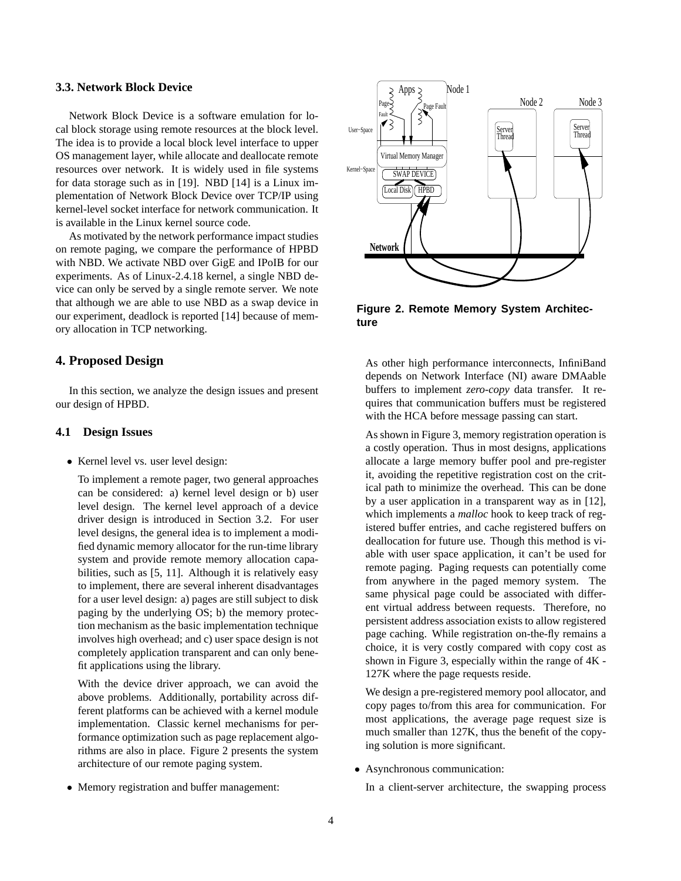### 3.3. Network Block Device

Network Block Device is a software emulation for local block storage using remote resources at the block level. The idea is to provide a local block level interface to upper OS management layer, while allocate and deallocate remote resources over network. It is widely used in file systems for data storage such as in [19]. NBD [14] is a Linux implementation of Network Block Device over TCP/IP using kernel-level socket interface for network communication. It is available in the Linux kernel source code.

As motivated by the network performance impact studies on remote paging, we compare the performance of HPBD with NBD. We activate NBD over GigE and IPoIB for our experiments. As of Linux-2.4.18 kernel, a single NBD device can only be served by a single remote server. We note that although we are able to use NBD as a swap device in our experiment, deadlock is reported [14] because of memory allocation in TCP networking.

## 4. Proposed Design

In this section, we analyze the design issues and present our design of HPBD.

### 4.1 Design Issues

- Kernel level vs. user level design:

  To implement a remote pager, two general approaches can be considered: a) kernel level design or b) user level design. The kernel level approach of a device driver design is introduced in Section 3.2. For user level designs, the general idea is to implement a modified dynamic memory allocator for the run-time library system and provide remote memory allocation capabilities, such as [5, 11]. Although it is relatively easy to implement, there are several inherent disadvantages for a user level design: a) pages are still subject to disk paging by the underlying OS; b) the memory protection mechanism as the basic implementation technique involves high overhead; and c) user space design is not completely application transparent and can only benefit applications using the library.

  With the device driver approach, we can avoid the above problems. Additionally, portability across different platforms can be achieved with a kernel module implementation. Classic kernel mechanisms for performance optimization such as page replacement algorithms are also in place. Figure 2 presents the system architecture of our remote paging system.

- Memory registration and buffer management:

**Figure 2. Remote Memory System Architecture**

  As other high performance interconnects, InfiniBand depends on Network Interface (NI) aware DMAable buffers to implement *zero-copy* data transfer. It requires that communication buffers must be registered with the HCA before message passing can start.

  As shown in Figure 3, memory registration operation is a costly operation. Thus in most designs, applications allocate a large memory buffer pool and pre-register it, avoiding the repetitive registration cost on the critical path to minimize the overhead. This can be done by a user application in a transparent way as in [12], which implements a *malloc* hook to keep track of registered buffer entries, and cache registered buffers on deallocation for future use. Though this method is viable with user space application, it can't be used for remote paging. Paging requests can potentially come from anywhere in the paged memory system. The same physical page could be associated with different virtual address between requests. Therefore, no persistent address association exists to allow registered page caching. While registration on-the-fly remains a choice, it is very costly compared with copy cost as shown in Figure 3, especially within the range of 4K - 127K where the page requests reside.

  We design a pre-registered memory pool allocator, and copy pages to/from this area for communication. For most applications, the average page request size is much smaller than 127K, thus the benefit of the copying solution is more significant.

- Asynchronous communication:

  In a client-server architecture, the swapping process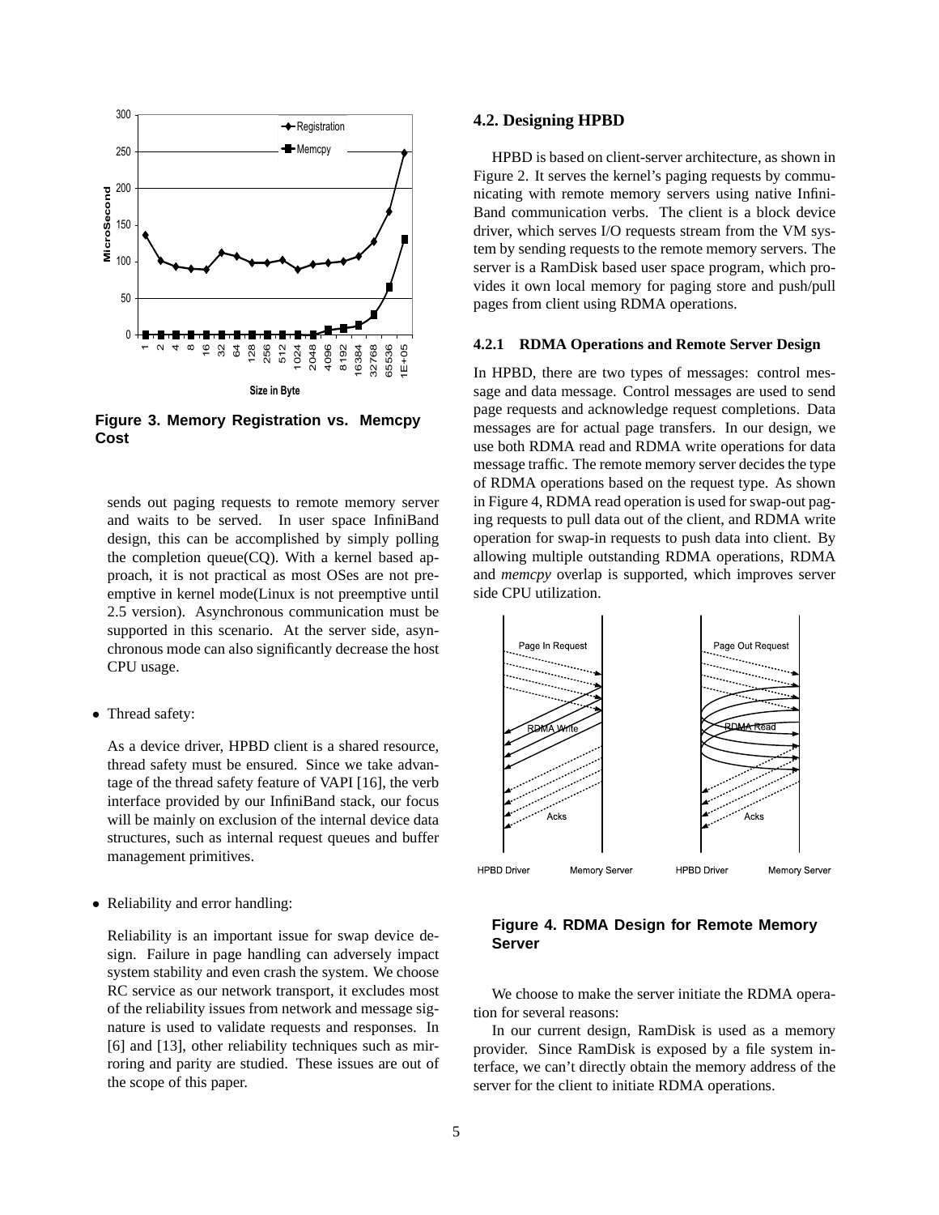Figure 3. Memory Registration vs. Memcpy Cost

sends out paging requests to remote memory server and waits to be served. In user space InfiniBand design, this can be accomplished by simply polling the completion queue(CQ). With a kernel based approach, it is not practical as most OSes are not preemptive in kernel mode(Linux is not preemptive until 2.5 version). Asynchronous communication must be supported in this scenario. At the server side, asynchronous mode can also significantly decrease the host CPU usage.

- Thread safety:

  As a device driver, HPBD client is a shared resource, thread safety must be ensured. Since we take advantage of the thread safety feature of VAPI [16], the verb interface provided by our InfiniBand stack, our focus will be mainly on exclusion of the internal device data structures, such as internal request queues and buffer management primitives.

- Reliability and error handling:

  Reliability is an important issue for swap device design. Failure in page handling can adversely impact system stability and even crash the system. We choose RC service as our network transport, it excludes most of the reliability issues from network and message signature is used to validate requests and responses. In [6] and [13], other reliability techniques such as mirroring and parity are studied. These issues are out of the scope of this paper.

## 4.2. Designing HPBD

HPBD is based on client-server architecture, as shown in Figure 2. It serves the kernel's paging requests by communicating with remote memory servers using native InfiniBand communication verbs. The client is a block device driver, which serves I/O requests stream from the VM system by sending requests to the remote memory servers. The server is a RamDisk based user space program, which provides it own local memory for paging store and push/pull pages from client using RDMA operations.

### 4.2.1 RDMA Operations and Remote Server Design

In HPBD, there are two types of messages: control message and data message. Control messages are used to send page requests and acknowledge request completions. Data messages are for actual page transfers. In our design, we use both RDMA read and RDMA write operations for data message traffic. The remote memory server decides the type of RDMA operations based on the request type. As shown in Figure 4, RDMA read operation is used for swap-out paging requests to pull data out of the client, and RDMA write operation for swap-in requests to push data into client. By allowing multiple outstanding RDMA operations, RDMA and *memcpy* overlap is supported, which improves server side CPU utilization.

Figure 4. RDMA Design for Remote Memory Server

We choose to make the server initiate the RDMA operation for several reasons:

In our current design, RamDisk is used as a memory provider. Since RamDisk is exposed by a file system interface, we can't directly obtain the memory address of the server for the client to initiate RDMA operations.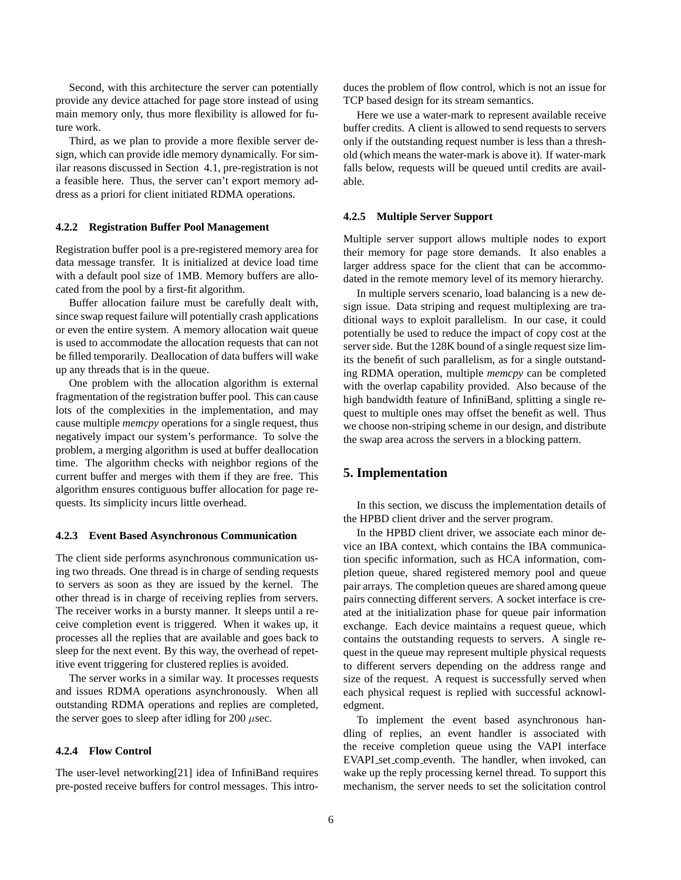Second, with this architecture the server can potentially provide any device attached for page store instead of using main memory only, thus more flexibility is allowed for future work.

Third, as we plan to provide a more flexible server design, which can provide idle memory dynamically. For similar reasons discussed in Section 4.1, pre-registration is not a feasible here. Thus, the server can't export memory address as a priori for client initiated RDMA operations.

#### 4.2.2 Registration Buffer Pool Management

Registration buffer pool is a pre-registered memory area for data message transfer. It is initialized at device load time with a default pool size of 1MB. Memory buffers are allocated from the pool by a first-fit algorithm.

Buffer allocation failure must be carefully dealt with, since swap request failure will potentially crash applications or even the entire system. A memory allocation wait queue is used to accommodate the allocation requests that can not be filled temporarily. Deallocation of data buffers will wake up any threads that is in the queue.

One problem with the allocation algorithm is external fragmentation of the registration buffer pool. This can cause lots of the complexities in the implementation, and may cause multiple *memcpy* operations for a single request, thus negatively impact our system's performance. To solve the problem, a merging algorithm is used at buffer deallocation time. The algorithm checks with neighbor regions of the current buffer and merges with them if they are free. This algorithm ensures contiguous buffer allocation for page requests. Its simplicity incurs little overhead.

#### 4.2.3 Event Based Asynchronous Communication

The client side performs asynchronous communication using two threads. One thread is in charge of sending requests to servers as soon as they are issued by the kernel. The other thread is in charge of receiving replies from servers. The receiver works in a bursty manner. It sleeps until a receive completion event is triggered. When it wakes up, it processes all the replies that are available and goes back to sleep for the next event. By this way, the overhead of repetitive event triggering for clustered replies is avoided.

The server works in a similar way. It processes requests and issues RDMA operations asynchronously. When all outstanding RDMA operations and replies are completed, the server goes to sleep after idling for 200 $\mu$sec.

#### 4.2.4 Flow Control

The user-level networking[21] idea of InfiniBand requires pre-posted receive buffers for control messages. This introduces the problem of flow control, which is not an issue for TCP based design for its stream semantics.

Here we use a water-mark to represent available receive buffer credits. A client is allowed to send requests to servers only if the outstanding request number is less than a threshold (which means the water-mark is above it). If water-mark falls below, requests will be queued until credits are available.

#### 4.2.5 Multiple Server Support

Multiple server support allows multiple nodes to export their memory for page store demands. It also enables a larger address space for the client that can be accommodated in the remote memory level of its memory hierarchy.

In multiple servers scenario, load balancing is a new design issue. Data striping and request multiplexing are traditional ways to exploit parallelism. In our case, it could potentially be used to reduce the impact of copy cost at the server side. But the 128K bound of a single request size limits the benefit of such parallelism, as for a single outstanding RDMA operation, multiple *memcpy* can be completed with the overlap capability provided. Also because of the high bandwidth feature of InfiniBand, splitting a single request to multiple ones may offset the benefit as well. Thus we choose non-striping scheme in our design, and distribute the swap area across the servers in a blocking pattern.

## 5. Implementation

In this section, we discuss the implementation details of the HPBD client driver and the server program.

In the HPBD client driver, we associate each minor device an IBA context, which contains the IBA communication specific information, such as HCA information, completion queue, shared registered memory pool and queue pair arrays. The completion queues are shared among queue pairs connecting different servers. A socket interface is created at the initialization phase for queue pair information exchange. Each device maintains a request queue, which contains the outstanding requests to servers. A single request in the queue may represent multiple physical requests to different servers depending on the address range and size of the request. A request is successfully served when each physical request is replied with successful acknowledgment.

To implement the event based asynchronous handling of replies, an event handler is associated with the receive completion queue using the VAPI interface EVAPI_set_comp_eventh. The handler, when invoked, can wake up the reply processing kernel thread. To support this mechanism, the server needs to set the solicitation control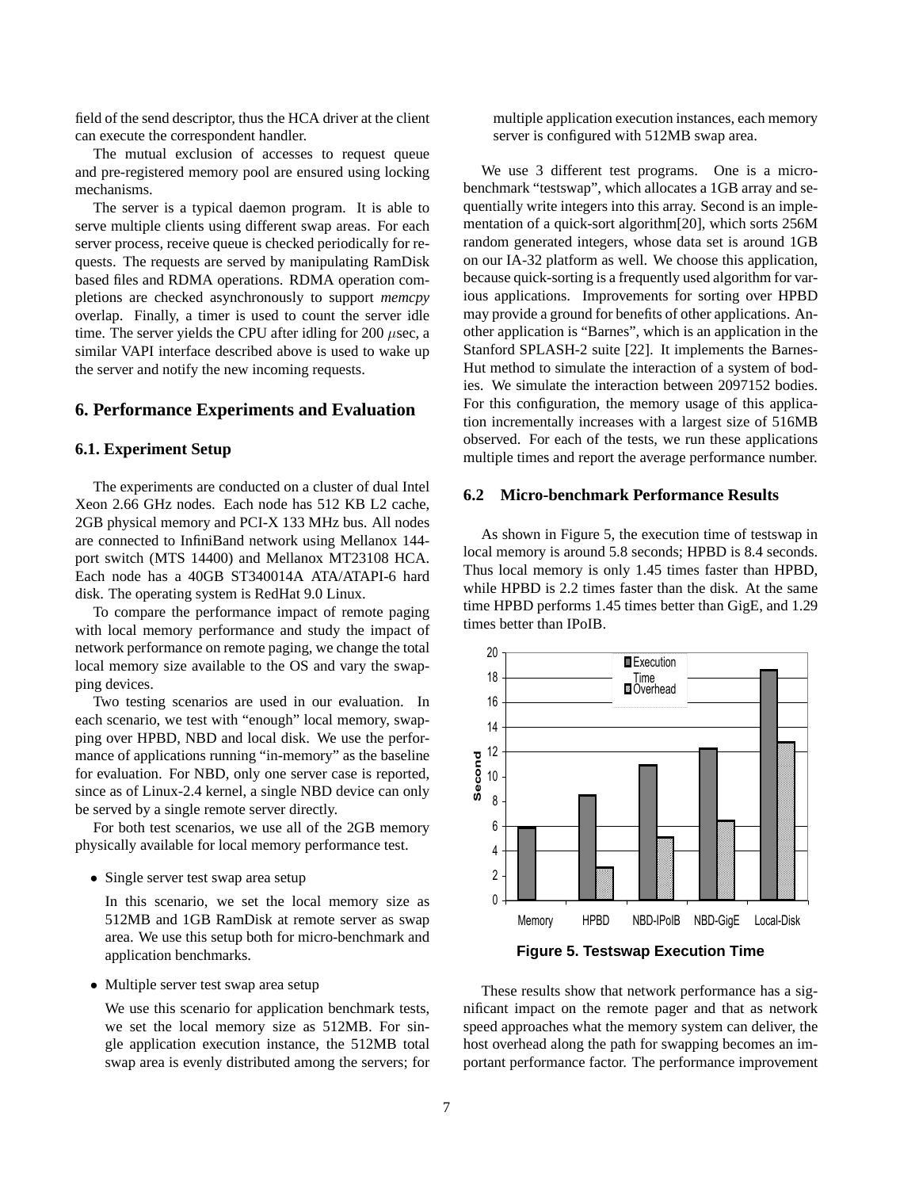field of the send descriptor, thus the HCA driver at the client can execute the correspondent handler.

The mutual exclusion of accesses to request queue and pre-registered memory pool are ensured using locking mechanisms.

The server is a typical daemon program. It is able to serve multiple clients using different swap areas. For each server process, receive queue is checked periodically for requests. The requests are served by manipulating RamDisk based files and RDMA operations. RDMA operation completions are checked asynchronously to support *memcpy* overlap. Finally, a timer is used to count the server idle time. The server yields the CPU after idling for 200 $\mu$sec, a similar VAPI interface described above is used to wake up the server and notify the new incoming requests.

## 6. Performance Experiments and Evaluation

### 6.1. Experiment Setup

The experiments are conducted on a cluster of dual Intel Xeon 2.66 GHz nodes. Each node has 512 KB L2 cache, 2GB physical memory and PCI-X 133 MHz bus. All nodes are connected to InfiniBand network using Mellanox 144-port switch (MTS 14400) and Mellanox MT23108 HCA. Each node has a 40GB ST340014A ATA/ATAPI-6 hard disk. The operating system is RedHat 9.0 Linux.

To compare the performance impact of remote paging with local memory performance and study the impact of network performance on remote paging, we change the total local memory size available to the OS and vary the swapping devices.

Two testing scenarios are used in our evaluation. In each scenario, we test with "enough" local memory, swapping over HPBD, NBD and local disk. We use the performance of applications running "in-memory" as the baseline for evaluation. For NBD, only one server case is reported, since as of Linux-2.4 kernel, a single NBD device can only be served by a single remote server directly.

For both test scenarios, we use all of the 2GB memory physically available for local memory performance test.

- Single server test swap area setup

  In this scenario, we set the local memory size as 512MB and 1GB RamDisk at remote server as swap area. We use this setup both for micro-benchmark and application benchmarks.

- Multiple server test swap area setup

  We use this scenario for application benchmark tests, we set the local memory size as 512MB. For single application execution instance, the 512MB total swap area is evenly distributed among the servers; for multiple application execution instances, each memory server is configured with 512MB swap area.

We use 3 different test programs. One is a micro-benchmark "testswap", which allocates a 1GB array and sequentially write integers into this array. Second is an implementation of a quick-sort algorithm[20], which sorts 256M random generated integers, whose data set is around 1GB on our IA-32 platform as well. We choose this application, because quick-sorting is a frequently used algorithm for various applications. Improvements for sorting over HPBD may provide a ground for benefits of other applications. Another application is "Barnes", which is an application in the Stanford SPLASH-2 suite [22]. It implements the Barnes-Hut method to simulate the interaction of a system of bodies. We simulate the interaction between 2097152 bodies. For this configuration, the memory usage of this application incrementally increases with a largest size of 516MB observed. For each of the tests, we run these applications multiple times and report the average performance number.

### 6.2 Micro-benchmark Performance Results

As shown in Figure 5, the execution time of testswap in local memory is around 5.8 seconds; HPBD is 8.4 seconds. Thus local memory is only 1.45 times faster than HPBD, while HPBD is 2.2 times faster than the disk. At the same time HPBD performs 1.45 times better than GigE, and 1.29 times better than IPoIB.

**Figure 5. Testswap Execution Time**

These results show that network performance has a significant impact on the remote pager and that as network speed approaches what the memory system can deliver, the host overhead along the path for swapping becomes an important performance factor. The performance improvement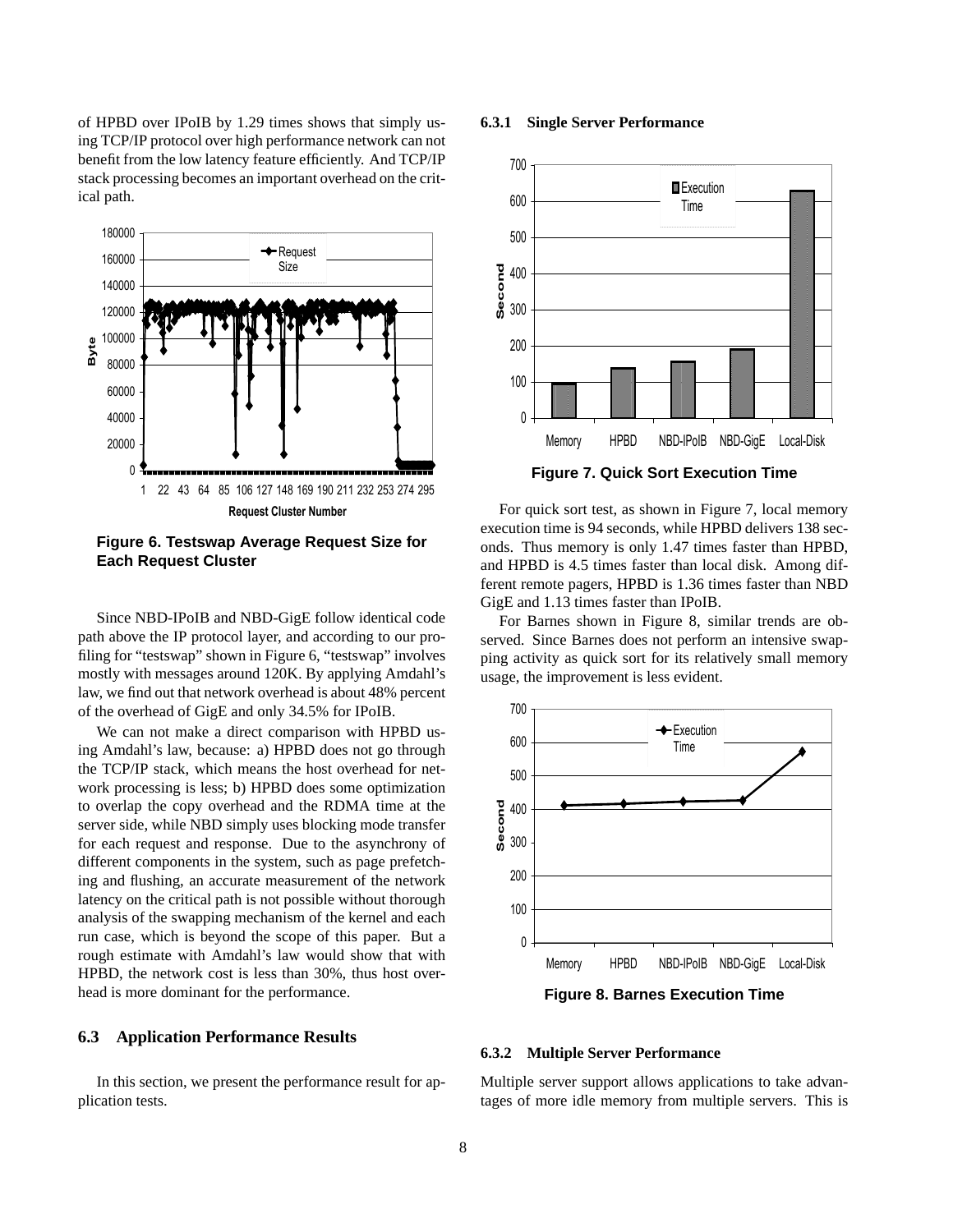of HPBD over IPoIB by 1.29 times shows that simply using TCP/IP protocol over high performance network can not benefit from the low latency feature efficiently. And TCP/IP stack processing becomes an important overhead on the critical path.

**Figure 6. Testswap Average Request Size for Each Request Cluster**

Since NBD-IPoIB and NBD-GigE follow identical code path above the IP protocol layer, and according to our profiling for "testswap" shown in Figure 6, "testswap" involves mostly with messages around 120K. By applying Amdahl's law, we find out that network overhead is about 48% percent of the overhead of GigE and only 34.5% for IPoIB.

We can not make a direct comparison with HPBD using Amdahl's law, because: a) HPBD does not go through the TCP/IP stack, which means the host overhead for network processing is less; b) HPBD does some optimization to overlap the copy overhead and the RDMA time at the server side, while NBD simply uses blocking mode transfer for each request and response. Due to the asynchrony of different components in the system, such as page prefetching and flushing, an accurate measurement of the network latency on the critical path is not possible without thorough analysis of the swapping mechanism of the kernel and each run case, which is beyond the scope of this paper. But a rough estimate with Amdahl's law would show that with HPBD, the network cost is less than 30%, thus host overhead is more dominant for the performance.

## 6.3 Application Performance Results

In this section, we present the performance result for application tests.

### 6.3.1 Single Server Performance

**Figure 7. Quick Sort Execution Time**

For quick sort test, as shown in Figure 7, local memory execution time is 94 seconds, while HPBD delivers 138 seconds. Thus memory is only 1.47 times faster than HPBD, and HPBD is 4.5 times faster than local disk. Among different remote pagers, HPBD is 1.36 times faster than NBD GigE and 1.13 times faster than IPoIB.

For Barnes shown in Figure 8, similar trends are observed. Since Barnes does not perform an intensive swapping activity as quick sort for its relatively small memory usage, the improvement is less evident.

**Figure 8. Barnes Execution Time**

### 6.3.2 Multiple Server Performance

Multiple server support allows applications to take advantages of more idle memory from multiple servers. This is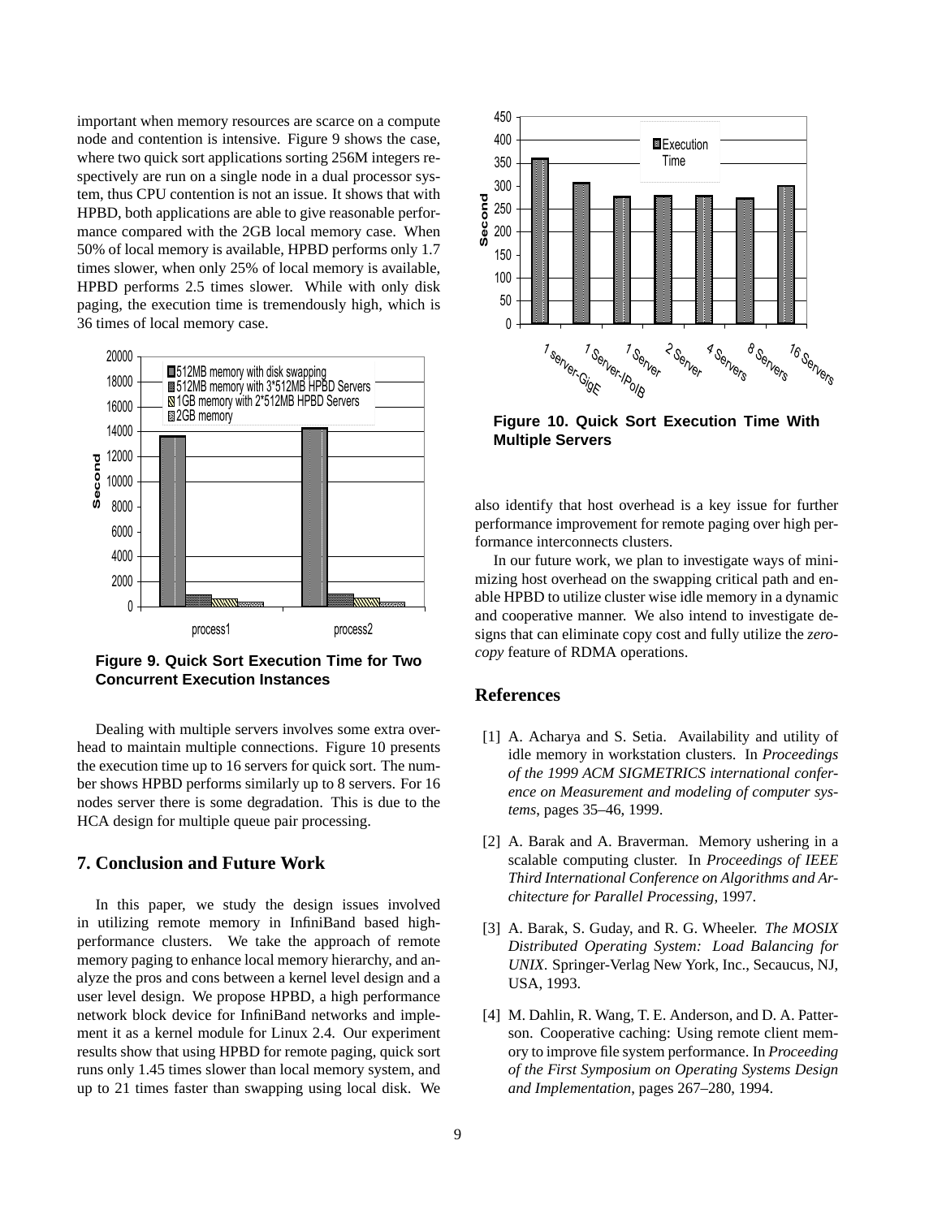important when memory resources are scarce on a compute node and contention is intensive. Figure 9 shows the case, where two quick sort applications sorting 256M integers respectively are run on a single node in a dual processor system, thus CPU contention is not an issue. It shows that with HPBD, both applications are able to give reasonable performance compared with the 2GB local memory case. When 50% of local memory is available, HPBD performs only 1.7 times slower, when only 25% of local memory is available, HPBD performs 2.5 times slower. While with only disk paging, the execution time is tremendously high, which is 36 times of local memory case.

**Figure 9. Quick Sort Execution Time for Two Concurrent Execution Instances**

Dealing with multiple servers involves some extra overhead to maintain multiple connections. Figure 10 presents the execution time up to 16 servers for quick sort. The number shows HPBD performs similarly up to 8 servers. For 16 nodes server there is some degradation. This is due to the HCA design for multiple queue pair processing.

## 7. Conclusion and Future Work

In this paper, we study the design issues involved in utilizing remote memory in InfiniBand based high-performance clusters. We take the approach of remote memory paging to enhance local memory hierarchy, and analyze the pros and cons between a kernel level design and a user level design. We propose HPBD, a high performance network block device for InfiniBand networks and implement it as a kernel module for Linux 2.4. Our experiment results show that using HPBD for remote paging, quick sort runs only 1.45 times slower than local memory system, and up to 21 times faster than swapping using local disk. We also identify that host overhead is a key issue for further performance improvement for remote paging over high performance interconnects clusters.

**Figure 10. Quick Sort Execution Time With Multiple Servers**

In our future work, we plan to investigate ways of minimizing host overhead on the swapping critical path and enable HPBD to utilize cluster wise idle memory in a dynamic and cooperative manner. We also intend to investigate designs that can eliminate copy cost and fully utilize the *zero-copy* feature of RDMA operations.

## References

[1] A. Acharya and S. Setia. Availability and utility of idle memory in workstation clusters. In *Proceedings of the 1999 ACM SIGMETRICS international conference on Measurement and modeling of computer systems*, pages 35–46, 1999.

[2] A. Barak and A. Braverman. Memory ushering in a scalable computing cluster. In *Proceedings of IEEE Third International Conference on Algorithms and Architecture for Parallel Processing*, 1997.

[3] A. Barak, S. Guday, and R. G. Wheeler. *The MOSIX Distributed Operating System: Load Balancing for UNIX*. Springer-Verlag New York, Inc., Secaucus, NJ, USA, 1993.

[4] M. Dahlin, R. Wang, T. E. Anderson, and D. A. Patterson. Cooperative caching: Using remote client memory to improve file system performance. In *Proceeding of the First Symposium on Operating Systems Design and Implementation*, pages 267–280, 1994.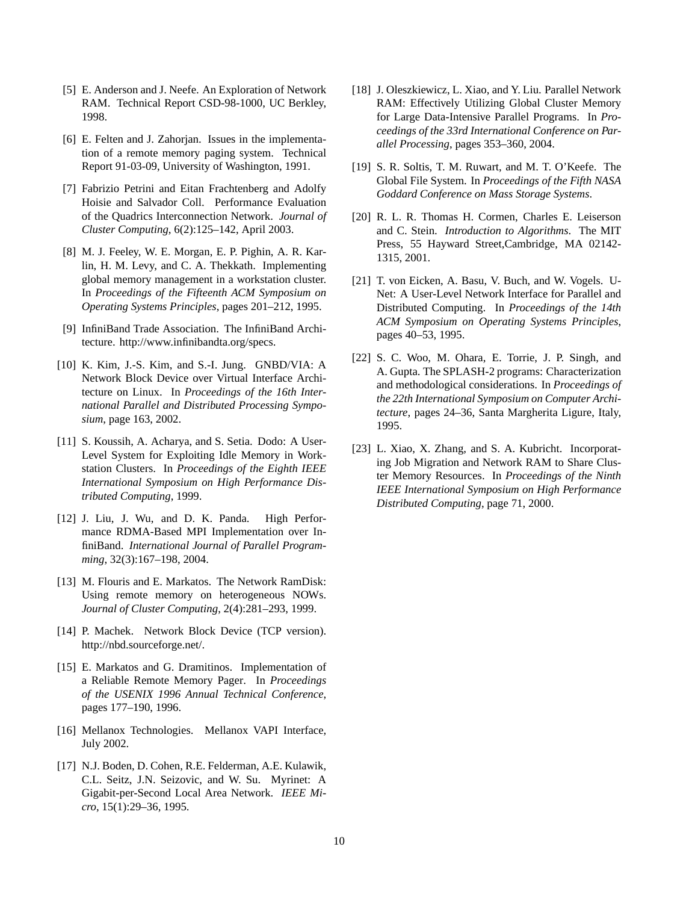[5] E. Anderson and J. Neefe. An Exploration of Network RAM. Technical Report CSD-98-1000, UC Berkley, 1998.

[6] E. Felten and J. Zahorjan. Issues in the implementation of a remote memory paging system. Technical Report 91-03-09, University of Washington, 1991.

[7] Fabrizio Petrini and Eitan Frachtenberg and Adolfy Hoisie and Salvador Coll. Performance Evaluation of the Quadrics Interconnection Network. *Journal of Cluster Computing*, 6(2):125–142, April 2003.

[8] M. J. Feeley, W. E. Morgan, E. P. Pighin, A. R. Karlin, H. M. Levy, and C. A. Thekkath. Implementing global memory management in a workstation cluster. In *Proceedings of the Fifteenth ACM Symposium on Operating Systems Principles*, pages 201–212, 1995.

[9] InfiniBand Trade Association. The InfiniBand Architecture. http://www.infinibandta.org/specs.

[10] K. Kim, J.-S. Kim, and S.-I. Jung. GNBD/VIA: A Network Block Device over Virtual Interface Architecture on Linux. In *Proceedings of the 16th International Parallel and Distributed Processing Symposium*, page 163, 2002.

[11] S. Koussih, A. Acharya, and S. Setia. Dodo: A User-Level System for Exploiting Idle Memory in Workstation Clusters. In *Proceedings of the Eighth IEEE International Symposium on High Performance Distributed Computing*, 1999.

[12] J. Liu, J. Wu, and D. K. Panda. High Performance RDMA-Based MPI Implementation over InfiniBand. *International Journal of Parallel Programming*, 32(3):167–198, 2004.

[13] M. Flouris and E. Markatos. The Network RamDisk: Using remote memory on heterogeneous NOWs. *Journal of Cluster Computing*, 2(4):281–293, 1999.

[14] P. Machek. Network Block Device (TCP version). http://nbd.sourceforge.net/.

[15] E. Markatos and G. Dramitinos. Implementation of a Reliable Remote Memory Pager. In *Proceedings of the USENIX 1996 Annual Technical Conference*, pages 177–190, 1996.

[16] Mellanox Technologies. Mellanox VAPI Interface, July 2002.

[17] N.J. Boden, D. Cohen, R.E. Felderman, A.E. Kulawik, C.L. Seitz, J.N. Seizovic, and W. Su. Myrinet: A Gigabit-per-Second Local Area Network. *IEEE Micro*, 15(1):29–36, 1995.

[18] J. Oleszkiewicz, L. Xiao, and Y. Liu. Parallel Network RAM: Effectively Utilizing Global Cluster Memory for Large Data-Intensive Parallel Programs. In *Proceedings of the 33rd International Conference on Parallel Processing*, pages 353–360, 2004.

[19] S. R. Soltis, T. M. Ruwart, and M. T. O'Keefe. The Global File System. In *Proceedings of the Fifth NASA Goddard Conference on Mass Storage Systems*.

[20] R. L. R. Thomas H. Cormen, Charles E. Leiserson and C. Stein. *Introduction to Algorithms*. The MIT Press, 55 Hayward Street,Cambridge, MA 02142-1315, 2001.

[21] T. von Eicken, A. Basu, V. Buch, and W. Vogels. U-Net: A User-Level Network Interface for Parallel and Distributed Computing. In *Proceedings of the 14th ACM Symposium on Operating Systems Principles*, pages 40–53, 1995.

[22] S. C. Woo, M. Ohara, E. Torrie, J. P. Singh, and A. Gupta. The SPLASH-2 programs: Characterization and methodological considerations. In *Proceedings of the 22th International Symposium on Computer Architecture*, pages 24–36, Santa Margherita Ligure, Italy, 1995.

[23] L. Xiao, X. Zhang, and S. A. Kubricht. Incorporating Job Migration and Network RAM to Share Cluster Memory Resources. In *Proceedings of the Ninth IEEE International Symposium on High Performance Distributed Computing*, page 71, 2000.